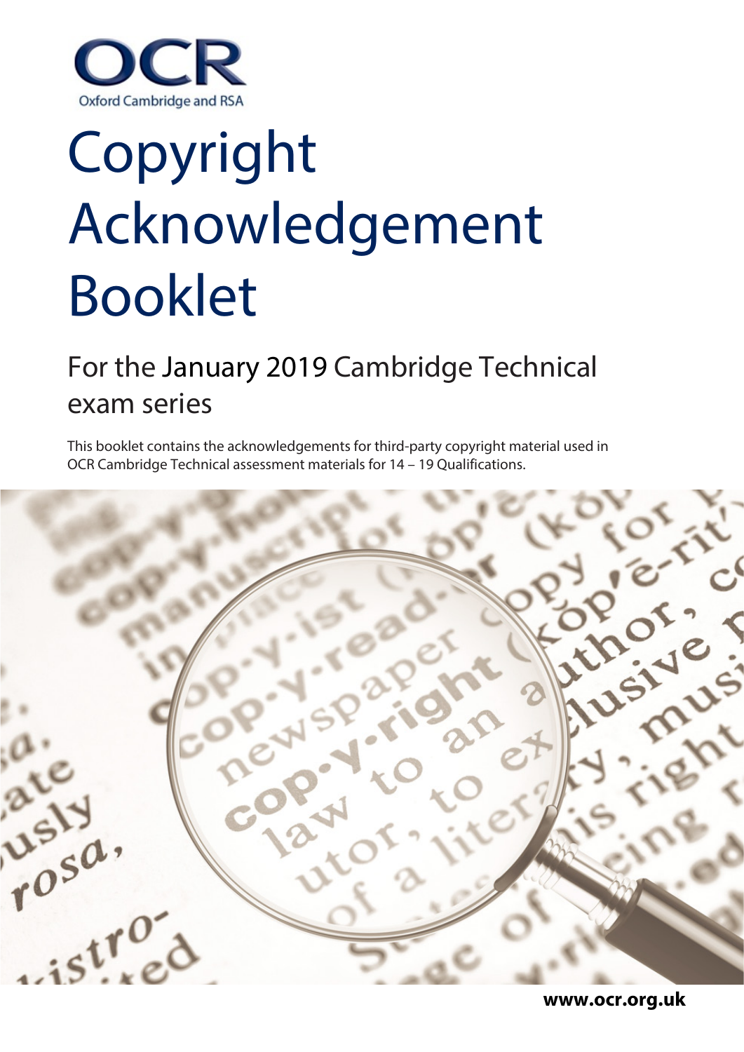OCR

Oxford Cambridge and RSA

# Copyright Acknowledgement Booklet

## For the January 2019 Cambridge Technical exam series

This booklet contains the acknowledgements for third-party copyright material used in OCR Cambridge Technical assessment materials for 14 – 19 Qualifications.

**www.ocr.org.uk**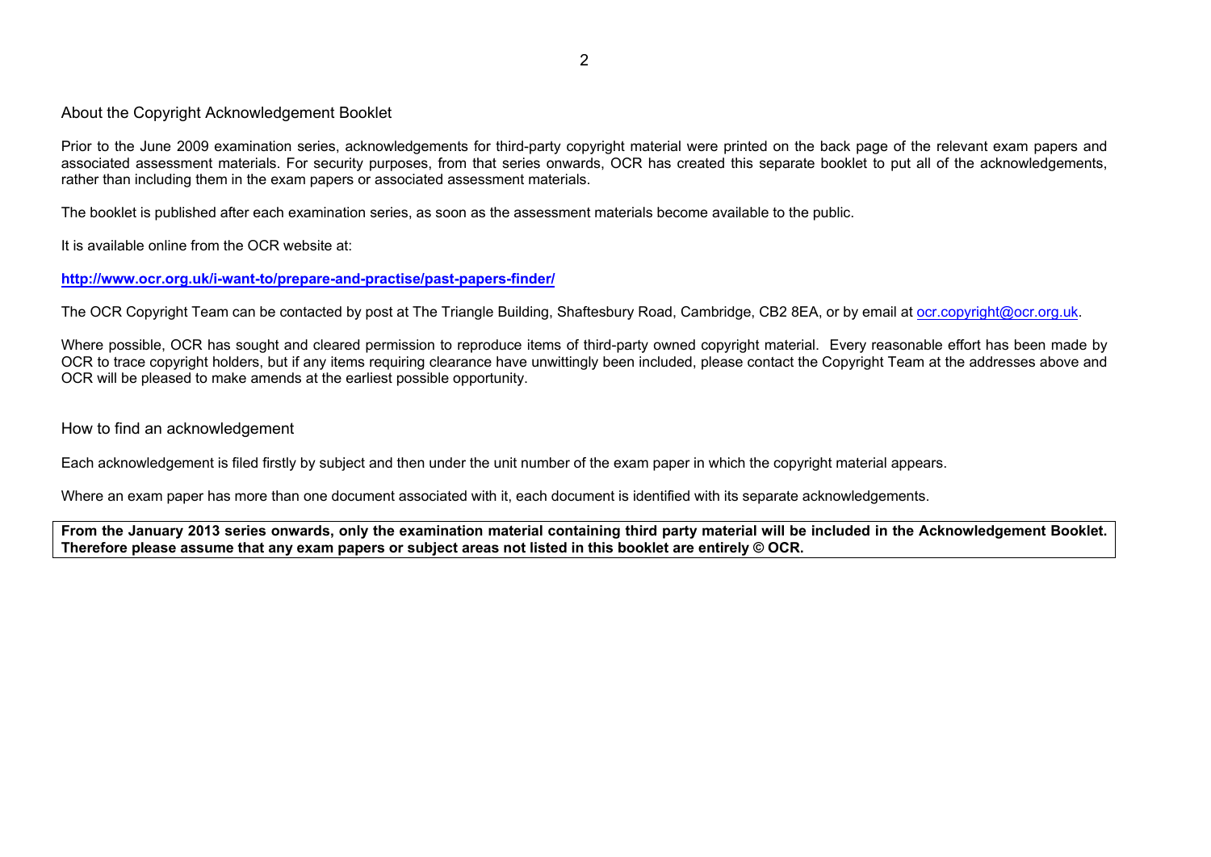## About the Copyright Acknowledgement Booklet

Prior to the June 2009 examination series, acknowledgements for third-party copyright material were printed on the back page of the relevant exam papers and associated assessment materials. For security purposes, from that series onwards, OCR has created this separate booklet to put all of the acknowledgements, rather than including them in the exam papers or associated assessment materials.

The booklet is published after each examination series, as soon as the assessment materials become available to the public.

It is available online from the OCR website at:

**http://www.ocr.org.uk/i-want-to/prepare-and-practise/past-papers-finder/**

The OCR Copyright Team can be contacted by post at The Triangle Building, Shaftesbury Road, Cambridge, CB2 8EA, or by email at ocr.copyright@ocr.org.uk.

Where possible, OCR has sought and cleared permission to reproduce items of third-party owned copyright material. Every reasonable effort has been made by OCR to trace copyright holders, but if any items requiring clearance have unwittingly been included, please contact the Copyright Team at the addresses above and OCR will be pleased to make amends at the earliest possible opportunity.

## How to find an acknowledgement

Each acknowledgement is filed firstly by subject and then under the unit number of the exam paper in which the copyright material appears.

Where an exam paper has more than one document associated with it, each document is identified with its separate acknowledgements.

**From the January 2013 series onwards, only the examination material containing third party material will be included in the Acknowledgement Booklet. Therefore please assume that any exam papers or subject areas not listed in this booklet are entirely © OCR.**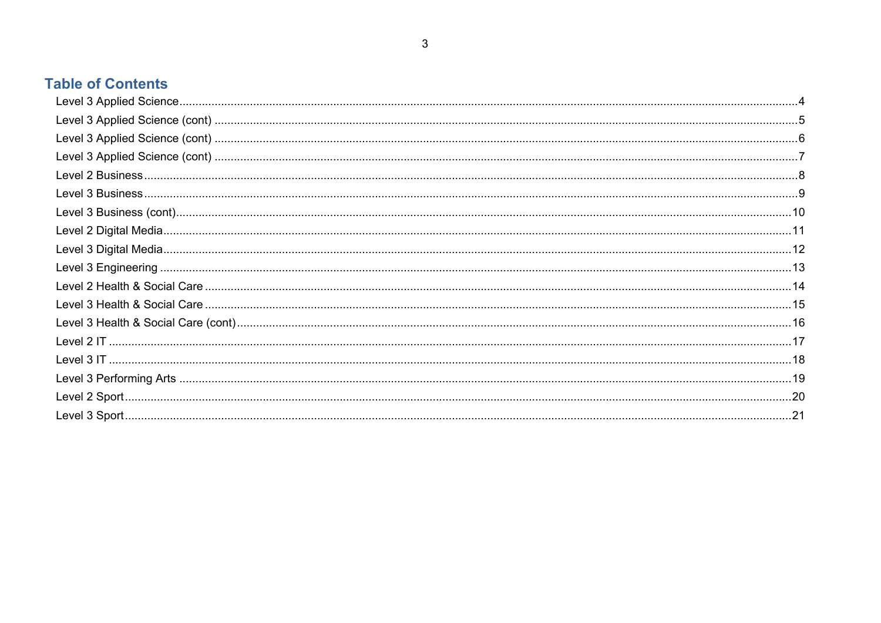## Table of Contents

- Level 3 Applied Science .......... 4
- Level 3 Applied Science (cont) .......... 5
- Level 3 Applied Science (cont) .......... 6
- Level 3 Applied Science (cont) .......... 7
- Level 2 Business .......... 8
- Level 3 Business .......... 9
- Level 3 Business (cont) .......... 10
- Level 2 Digital Media .......... 11
- Level 3 Digital Media .......... 12
- Level 3 Engineering .......... 13
- Level 2 Health & Social Care .......... 14
- Level 3 Health & Social Care .......... 15
- Level 3 Health & Social Care (cont) .......... 16
- Level 2 IT .......... 17
- Level 3 IT .......... 18
- Level 3 Performing Arts .......... 19
- Level 2 Sport .......... 20
- Level 3 Sport .......... 21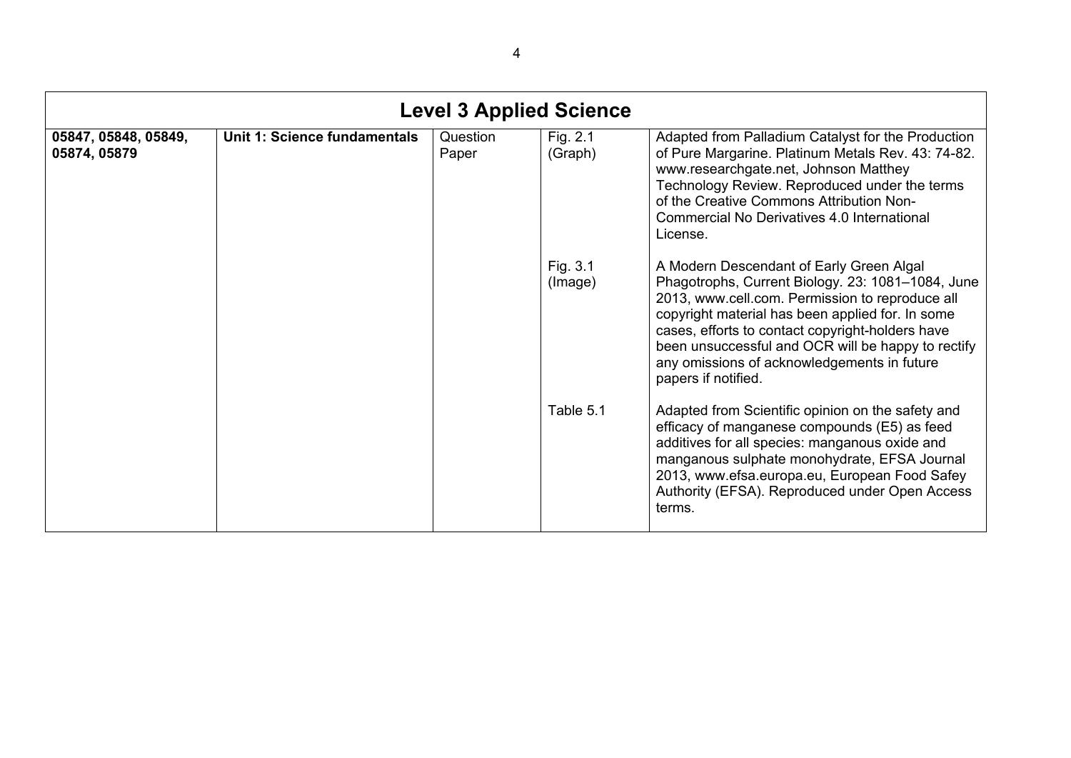| Level 3 Applied Science | | | | |
|---|---|---|---|---|
| **05847, 05848, 05849, 05874, 05879** | **Unit 1: Science fundamentals** | Question Paper | Fig. 2.1 (Graph) | Adapted from Palladium Catalyst for the Production of Pure Margarine. Platinum Metals Rev. 43: 74-82. www.researchgate.net, Johnson Matthey Technology Review. Reproduced under the terms of the Creative Commons Attribution Non-Commercial No Derivatives 4.0 International License. |
| | | | Fig. 3.1 (Image) | A Modern Descendant of Early Green Algal Phagotrophs, Current Biology. 23: 1081–1084, June 2013, www.cell.com. Permission to reproduce all copyright material has been applied for. In some cases, efforts to contact copyright-holders have been unsuccessful and OCR will be happy to rectify any omissions of acknowledgements in future papers if notified. |
| | | | Table 5.1 | Adapted from Scientific opinion on the safety and efficacy of manganese compounds (E5) as feed additives for all species: manganous oxide and manganous sulphate monohydrate, EFSA Journal 2013, www.efsa.europa.eu, European Food Safey Authority (EFSA). Reproduced under Open Access terms. |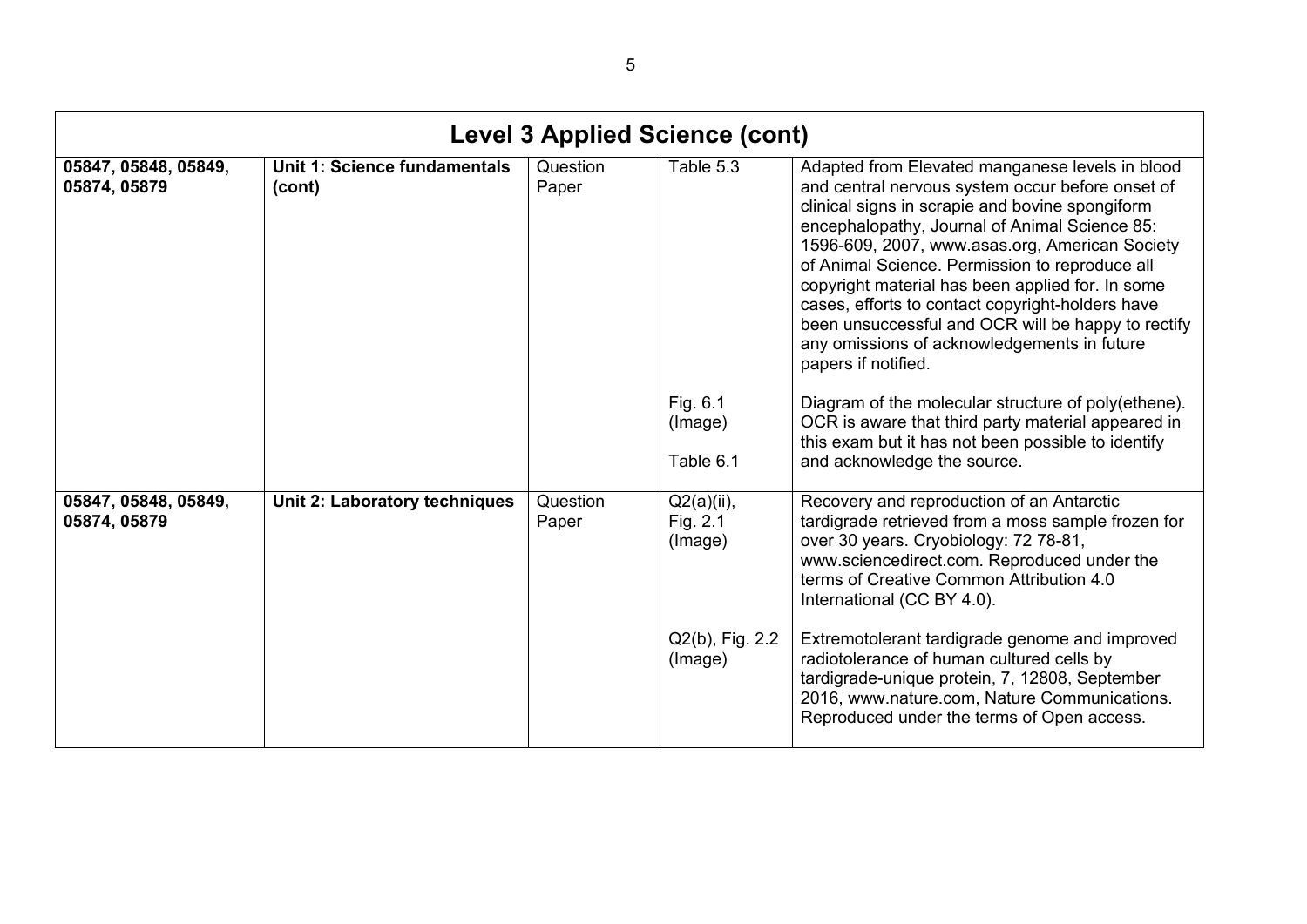| Level 3 Applied Science (cont) | | | | |
|---|---|---|---|---|
| 05847, 05848, 05849, 05874, 05879 | **Unit 1: Science fundamentals (cont)** | Question Paper | Table 5.3 | Adapted from Elevated manganese levels in blood and central nervous system occur before onset of clinical signs in scrapie and bovine spongiform encephalopathy, Journal of Animal Science 85: 1596-609, 2007, www.asas.org, American Society of Animal Science. Permission to reproduce all copyright material has been applied for. In some cases, efforts to contact copyright-holders have been unsuccessful and OCR will be happy to rectify any omissions of acknowledgements in future papers if notified. |
| | | | Fig. 6.1 (Image) Table 6.1 | Diagram of the molecular structure of poly(ethene). OCR is aware that third party material appeared in this exam but it has not been possible to identify and acknowledge the source. |
| 05847, 05848, 05849, 05874, 05879 | **Unit 2: Laboratory techniques** | Question Paper | Q2(a)(ii), Fig. 2.1 (Image) | Recovery and reproduction of an Antarctic tardigrade retrieved from a moss sample frozen for over 30 years. Cryobiology: 72 78-81, www.sciencedirect.com. Reproduced under the terms of Creative Common Attribution 4.0 International (CC BY 4.0). |
| | | | Q2(b), Fig. 2.2 (Image) | Extremotolerant tardigrade genome and improved radiotolerance of human cultured cells by tardigrade-unique protein, 7, 12808, September 2016, www.nature.com, Nature Communications. Reproduced under the terms of Open access. |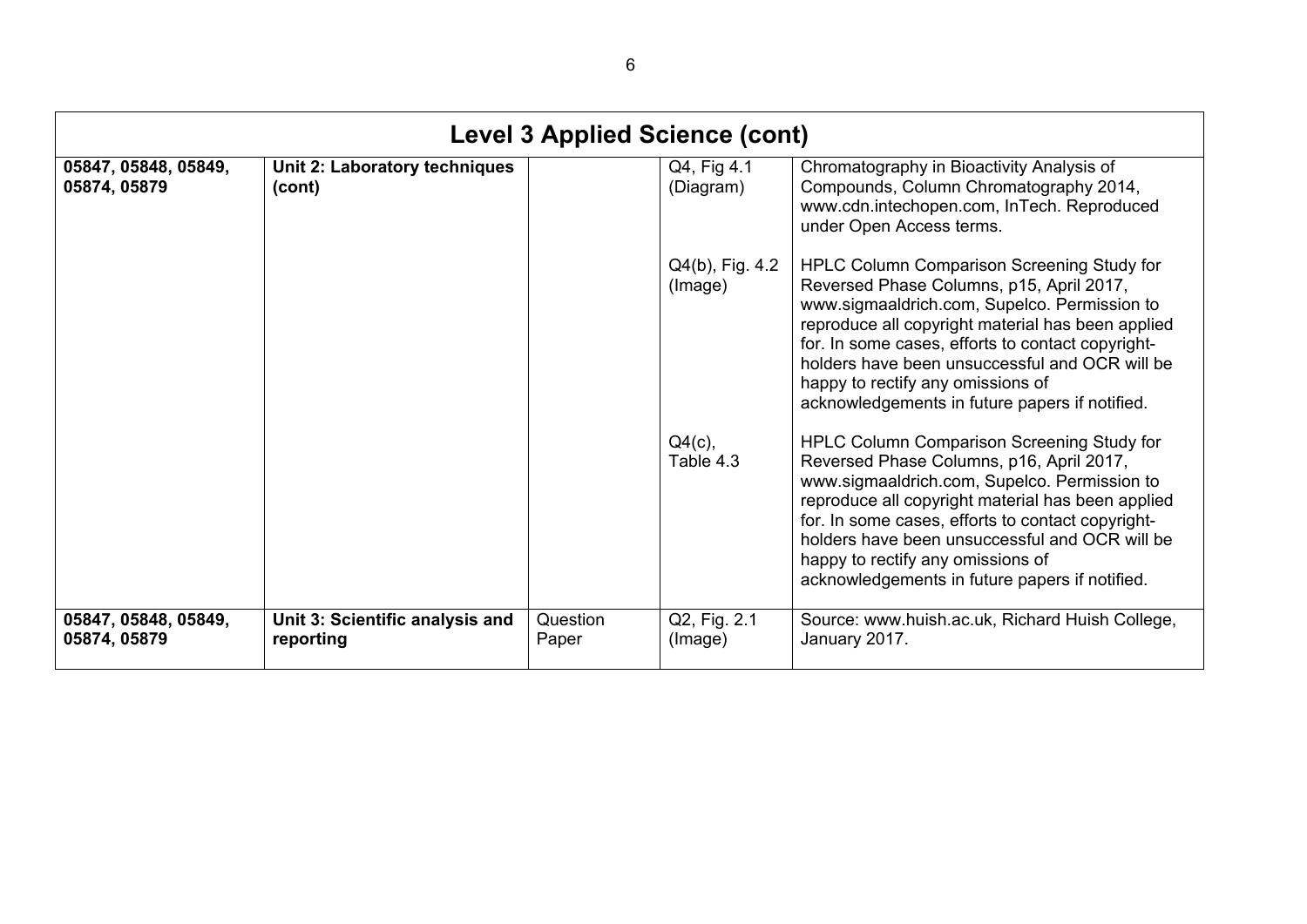| Level 3 Applied Science (cont) | | | | |
|---|---|---|---|---|
| **05847, 05848, 05849, 05874, 05879** | **Unit 2: Laboratory techniques (cont)** | | Q4, Fig 4.1 (Diagram) | Chromatography in Bioactivity Analysis of Compounds, Column Chromatography 2014, www.cdn.intechopen.com, InTech. Reproduced under Open Access terms. |
| | | | Q4(b), Fig. 4.2 (Image) | HPLC Column Comparison Screening Study for Reversed Phase Columns, p15, April 2017, www.sigmaaldrich.com, Supelco. Permission to reproduce all copyright material has been applied for. In some cases, efforts to contact copyright-holders have been unsuccessful and OCR will be happy to rectify any omissions of acknowledgements in future papers if notified. |
| | | | Q4(c), Table 4.3 | HPLC Column Comparison Screening Study for Reversed Phase Columns, p16, April 2017, www.sigmaaldrich.com, Supelco. Permission to reproduce all copyright material has been applied for. In some cases, efforts to contact copyright-holders have been unsuccessful and OCR will be happy to rectify any omissions of acknowledgements in future papers if notified. |
| **05847, 05848, 05849, 05874, 05879** | **Unit 3: Scientific analysis and reporting** | Question Paper | Q2, Fig. 2.1 (Image) | Source: www.huish.ac.uk, Richard Huish College, January 2017. |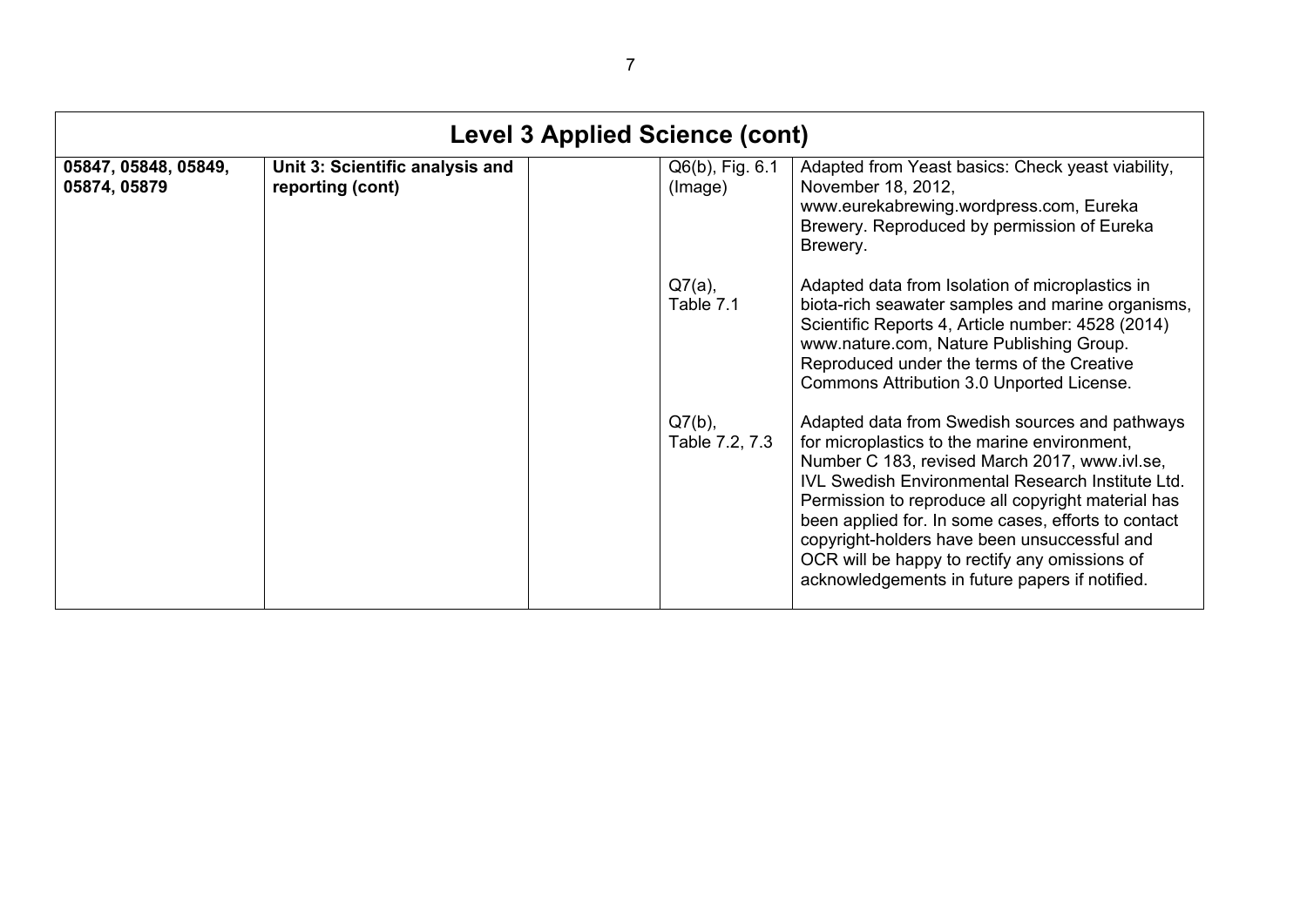| Level 3 Applied Science (cont) | | | | |
|---|---|---|---|---|
| **05847, 05848, 05849, 05874, 05879** | **Unit 3: Scientific analysis and reporting (cont)** | | Q6(b), Fig. 6.1 (Image) | Adapted from Yeast basics: Check yeast viability, November 18, 2012, www.eurekabrewing.wordpress.com, Eureka Brewery. Reproduced by permission of Eureka Brewery. |
| | | | Q7(a), Table 7.1 | Adapted data from Isolation of microplastics in biota-rich seawater samples and marine organisms, Scientific Reports 4, Article number: 4528 (2014) www.nature.com, Nature Publishing Group. Reproduced under the terms of the Creative Commons Attribution 3.0 Unported License. |
| | | | Q7(b), Table 7.2, 7.3 | Adapted data from Swedish sources and pathways for microplastics to the marine environment, Number C 183, revised March 2017, www.ivl.se, IVL Swedish Environmental Research Institute Ltd. Permission to reproduce all copyright material has been applied for. In some cases, efforts to contact copyright-holders have been unsuccessful and OCR will be happy to rectify any omissions of acknowledgements in future papers if notified. |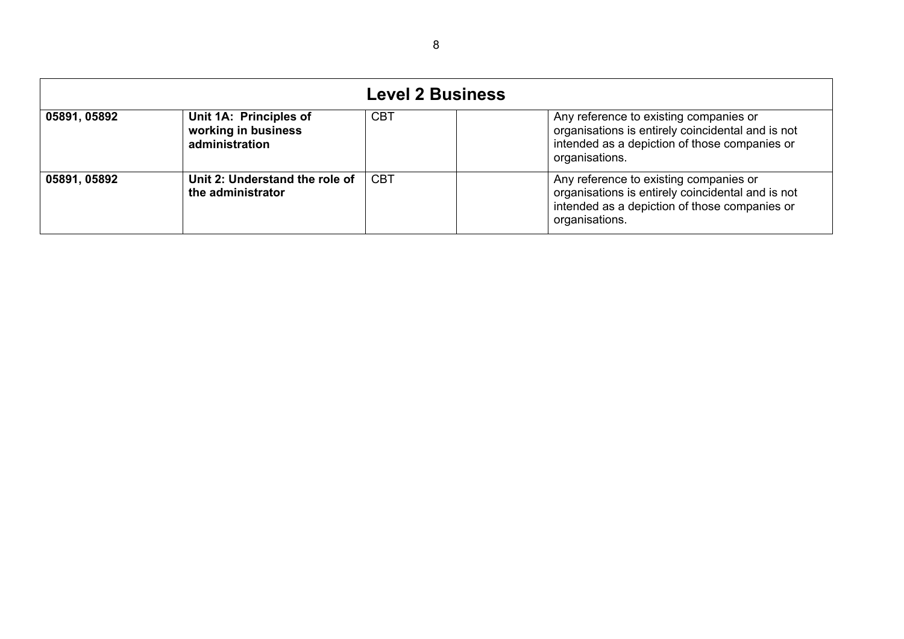| **Level 2 Business** | | | | |
|---|---|---|---|---|
| **05891, 05892** | **Unit 1A: Principles of working in business administration** | CBT | | Any reference to existing companies or organisations is entirely coincidental and is not intended as a depiction of those companies or organisations. |
| **05891, 05892** | **Unit 2: Understand the role of the administrator** | CBT | | Any reference to existing companies or organisations is entirely coincidental and is not intended as a depiction of those companies or organisations. |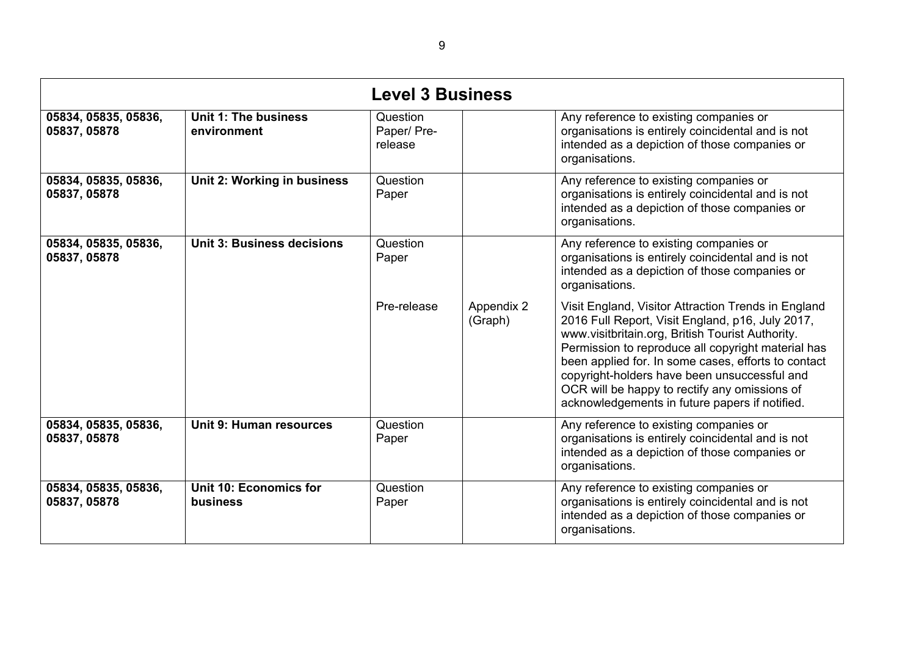| Level 3 Business | | | | |
|---|---|---|---|---|
| **05834, 05835, 05836, 05837, 05878** | **Unit 1: The business environment** | Question Paper/ Pre-release | | Any reference to existing companies or organisations is entirely coincidental and is not intended as a depiction of those companies or organisations. |
| **05834, 05835, 05836, 05837, 05878** | **Unit 2: Working in business** | Question Paper | | Any reference to existing companies or organisations is entirely coincidental and is not intended as a depiction of those companies or organisations. |
| **05834, 05835, 05836, 05837, 05878** | **Unit 3: Business decisions** | Question Paper | | Any reference to existing companies or organisations is entirely coincidental and is not intended as a depiction of those companies or organisations. |
| | | Pre-release | Appendix 2 (Graph) | Visit England, Visitor Attraction Trends in England 2016 Full Report, Visit England, p16, July 2017, www.visitbritain.org, British Tourist Authority. Permission to reproduce all copyright material has been applied for. In some cases, efforts to contact copyright-holders have been unsuccessful and OCR will be happy to rectify any omissions of acknowledgements in future papers if notified. |
| **05834, 05835, 05836, 05837, 05878** | **Unit 9: Human resources** | Question Paper | | Any reference to existing companies or organisations is entirely coincidental and is not intended as a depiction of those companies or organisations. |
| **05834, 05835, 05836, 05837, 05878** | **Unit 10: Economics for business** | Question Paper | | Any reference to existing companies or organisations is entirely coincidental and is not intended as a depiction of those companies or organisations. |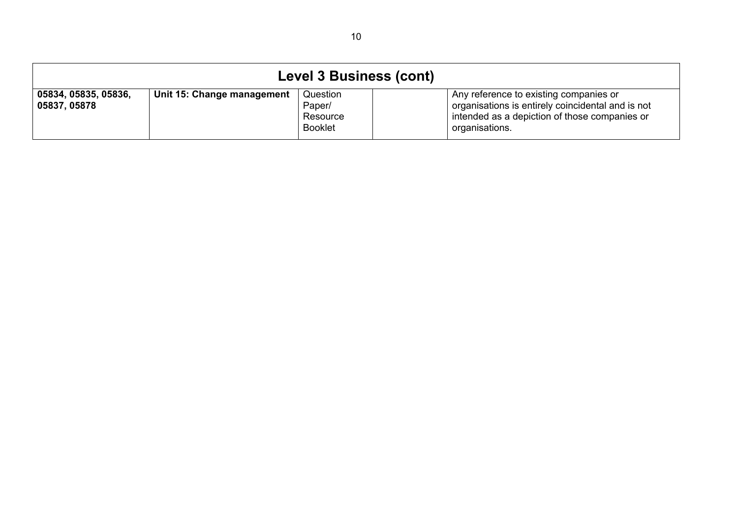| Level 3 Business (cont) | | | | |
|---|---|---|---|---|
| **05834, 05835, 05836, 05837, 05878** | **Unit 15: Change management** | Question Paper/ Resource Booklet | | Any reference to existing companies or organisations is entirely coincidental and is not intended as a depiction of those companies or organisations. |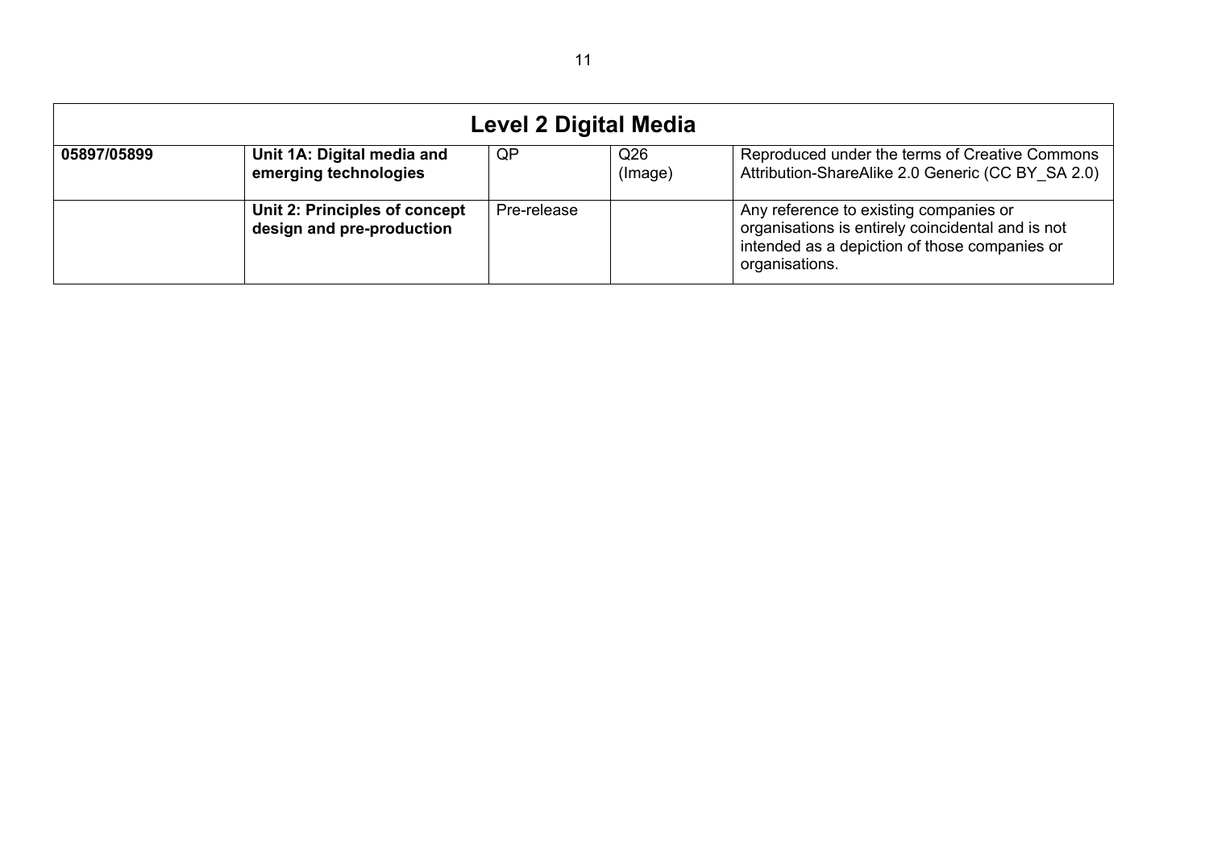| Level 2 Digital Media | | | | |
|---|---|---|---|---|
| **05897/05899** | **Unit 1A: Digital media and emerging technologies** | QP | Q26 (Image) | Reproduced under the terms of Creative Commons Attribution-ShareAlike 2.0 Generic (CC BY_SA 2.0) |
| | **Unit 2: Principles of concept design and pre-production** | Pre-release | | Any reference to existing companies or organisations is entirely coincidental and is not intended as a depiction of those companies or organisations. |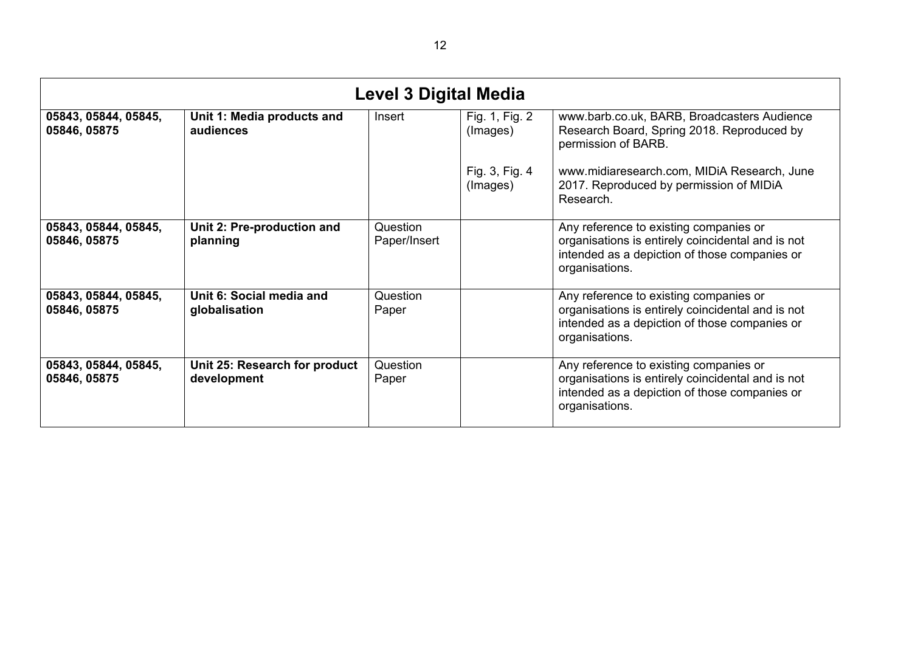| Level 3 Digital Media | | | | |
|---|---|---|---|---|
| **05843, 05844, 05845, 05846, 05875** | **Unit 1: Media products and audiences** | Insert | Fig. 1, Fig. 2 (Images) | www.barb.co.uk, BARB, Broadcasters Audience Research Board, Spring 2018. Reproduced by permission of BARB. |
| | | | Fig. 3, Fig. 4 (Images) | www.midiaresearch.com, MIDiA Research, June 2017. Reproduced by permission of MIDiA Research. |
| **05843, 05844, 05845, 05846, 05875** | **Unit 2: Pre-production and planning** | Question Paper/Insert | | Any reference to existing companies or organisations is entirely coincidental and is not intended as a depiction of those companies or organisations. |
| **05843, 05844, 05845, 05846, 05875** | **Unit 6: Social media and globalisation** | Question Paper | | Any reference to existing companies or organisations is entirely coincidental and is not intended as a depiction of those companies or organisations. |
| **05843, 05844, 05845, 05846, 05875** | **Unit 25: Research for product development** | Question Paper | | Any reference to existing companies or organisations is entirely coincidental and is not intended as a depiction of those companies or organisations. |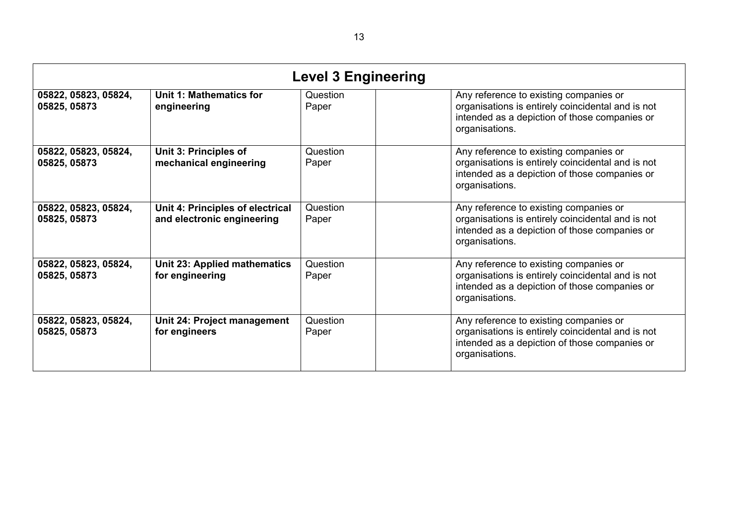| Level 3 Engineering | | | | |
|---|---|---|---|---|
| **05822, 05823, 05824, 05825, 05873** | **Unit 1: Mathematics for engineering** | Question Paper | | Any reference to existing companies or organisations is entirely coincidental and is not intended as a depiction of those companies or organisations. |
| **05822, 05823, 05824, 05825, 05873** | **Unit 3: Principles of mechanical engineering** | Question Paper | | Any reference to existing companies or organisations is entirely coincidental and is not intended as a depiction of those companies or organisations. |
| **05822, 05823, 05824, 05825, 05873** | **Unit 4: Principles of electrical and electronic engineering** | Question Paper | | Any reference to existing companies or organisations is entirely coincidental and is not intended as a depiction of those companies or organisations. |
| **05822, 05823, 05824, 05825, 05873** | **Unit 23: Applied mathematics for engineering** | Question Paper | | Any reference to existing companies or organisations is entirely coincidental and is not intended as a depiction of those companies or organisations. |
| **05822, 05823, 05824, 05825, 05873** | **Unit 24: Project management for engineers** | Question Paper | | Any reference to existing companies or organisations is entirely coincidental and is not intended as a depiction of those companies or organisations. |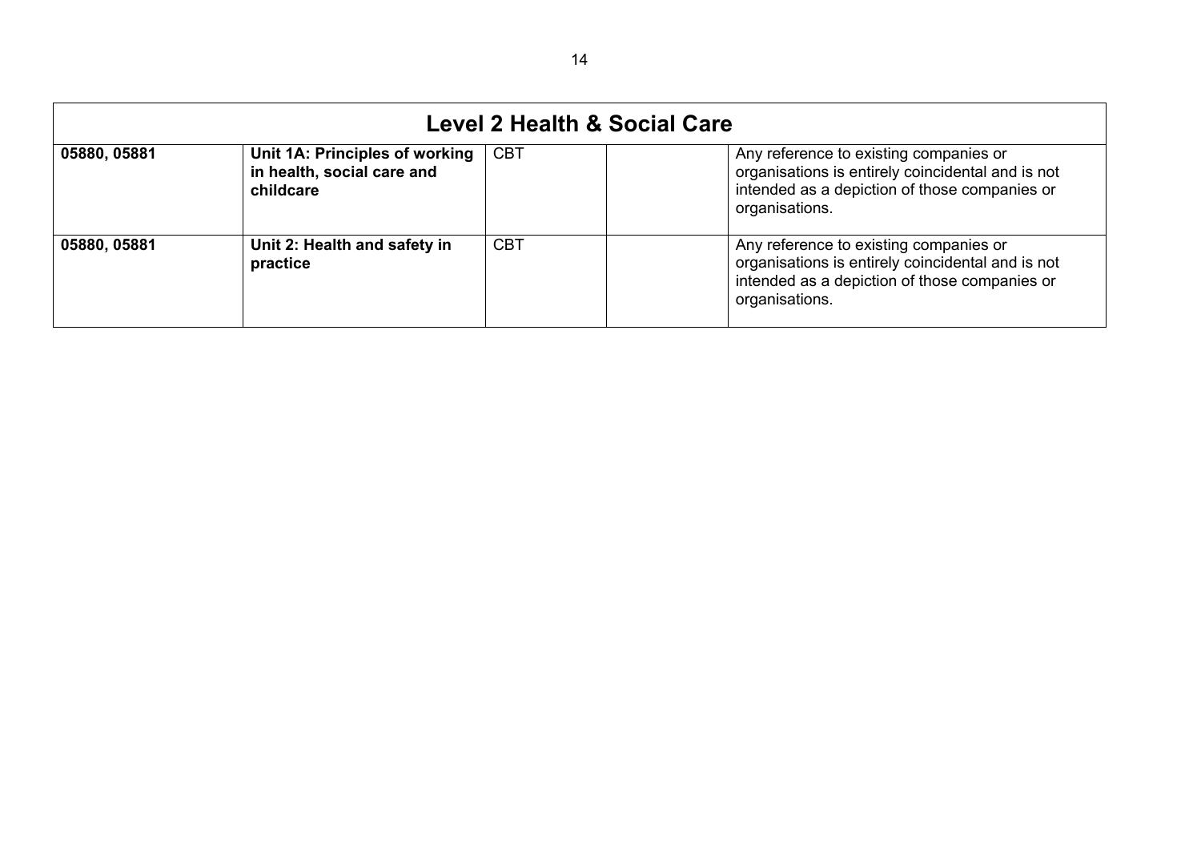| Level 2 Health & Social Care | | | | |
|---|---|---|---|---|
| **05880, 05881** | **Unit 1A: Principles of working in health, social care and childcare** | CBT | | Any reference to existing companies or organisations is entirely coincidental and is not intended as a depiction of those companies or organisations. |
| **05880, 05881** | **Unit 2: Health and safety in practice** | CBT | | Any reference to existing companies or organisations is entirely coincidental and is not intended as a depiction of those companies or organisations. |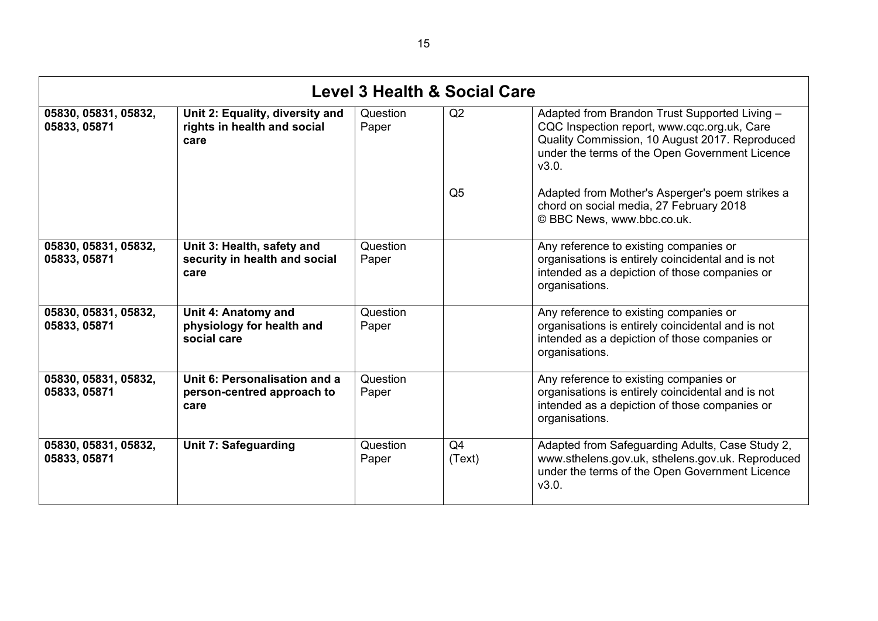| Level 3 Health & Social Care | | | | |
|---|---|---|---|---|
| 05830, 05831, 05832, 05833, 05871 | **Unit 2: Equality, diversity and rights in health and social care** | Question Paper | Q2 | Adapted from Brandon Trust Supported Living – CQC Inspection report, www.cqc.org.uk, Care Quality Commission, 10 August 2017. Reproduced under the terms of the Open Government Licence v3.0. |
| | | | Q5 | Adapted from Mother's Asperger's poem strikes a chord on social media, 27 February 2018 © BBC News, www.bbc.co.uk. |
| 05830, 05831, 05832, 05833, 05871 | **Unit 3: Health, safety and security in health and social care** | Question Paper | | Any reference to existing companies or organisations is entirely coincidental and is not intended as a depiction of those companies or organisations. |
| 05830, 05831, 05832, 05833, 05871 | **Unit 4: Anatomy and physiology for health and social care** | Question Paper | | Any reference to existing companies or organisations is entirely coincidental and is not intended as a depiction of those companies or organisations. |
| 05830, 05831, 05832, 05833, 05871 | **Unit 6: Personalisation and a person-centred approach to care** | Question Paper | | Any reference to existing companies or organisations is entirely coincidental and is not intended as a depiction of those companies or organisations. |
| 05830, 05831, 05832, 05833, 05871 | **Unit 7: Safeguarding** | Question Paper | Q4 (Text) | Adapted from Safeguarding Adults, Case Study 2, www.sthelens.gov.uk, sthelens.gov.uk. Reproduced under the terms of the Open Government Licence v3.0. |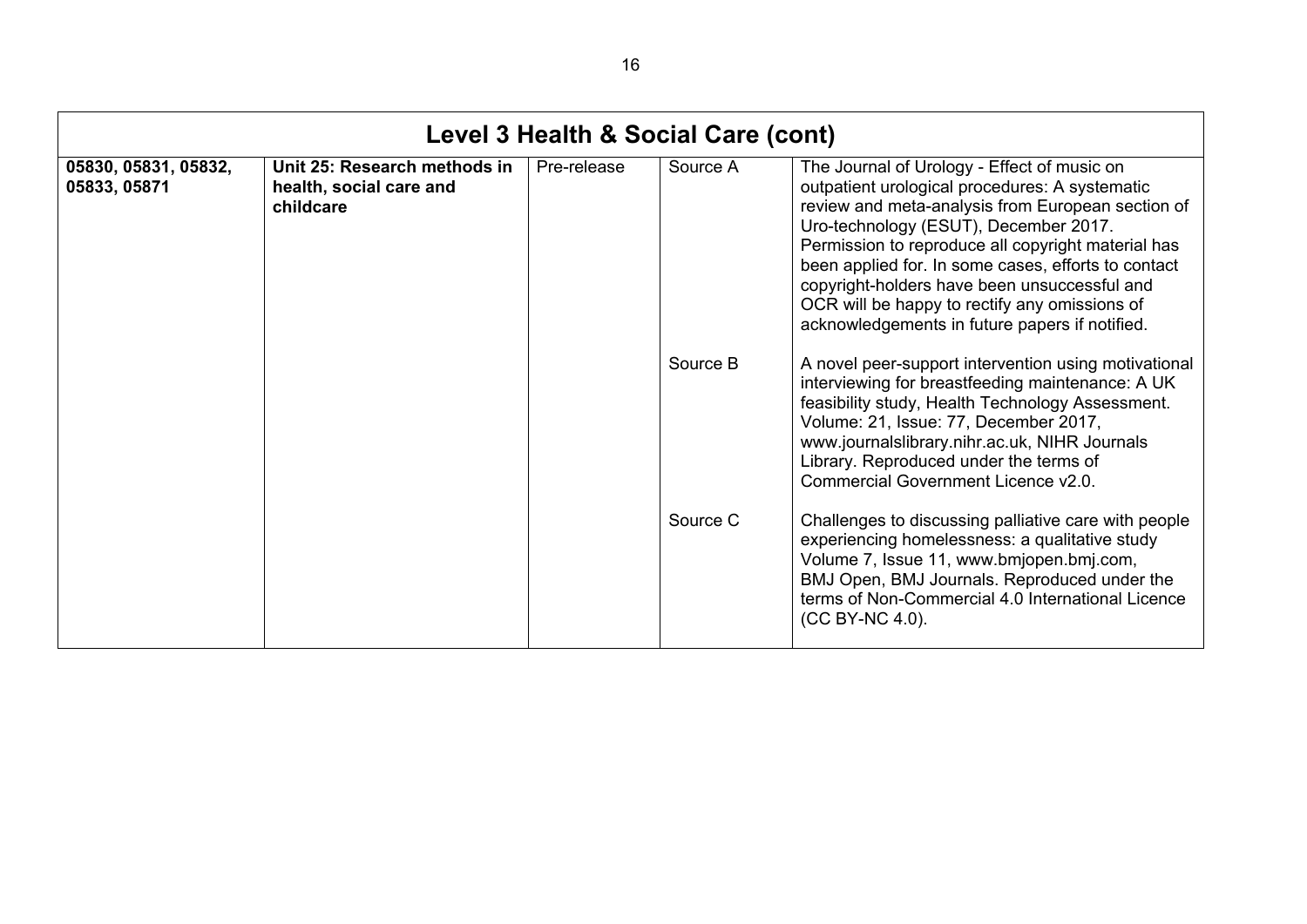| Level 3 Health & Social Care (cont) | | | | |
|---|---|---|---|---|
| **05830, 05831, 05832, 05833, 05871** | **Unit 25: Research methods in health, social care and childcare** | Pre-release | Source A | The Journal of Urology - Effect of music on outpatient urological procedures: A systematic review and meta-analysis from European section of Uro-technology (ESUT), December 2017. Permission to reproduce all copyright material has been applied for. In some cases, efforts to contact copyright-holders have been unsuccessful and OCR will be happy to rectify any omissions of acknowledgements in future papers if notified. |
| | | | Source B | A novel peer-support intervention using motivational interviewing for breastfeeding maintenance: A UK feasibility study, Health Technology Assessment. Volume: 21, Issue: 77, December 2017, www.journalslibrary.nihr.ac.uk, NIHR Journals Library. Reproduced under the terms of Commercial Government Licence v2.0. |
| | | | Source C | Challenges to discussing palliative care with people experiencing homelessness: a qualitative study Volume 7, Issue 11, www.bmjopen.bmj.com, BMJ Open, BMJ Journals. Reproduced under the terms of Non-Commercial 4.0 International Licence (CC BY-NC 4.0). |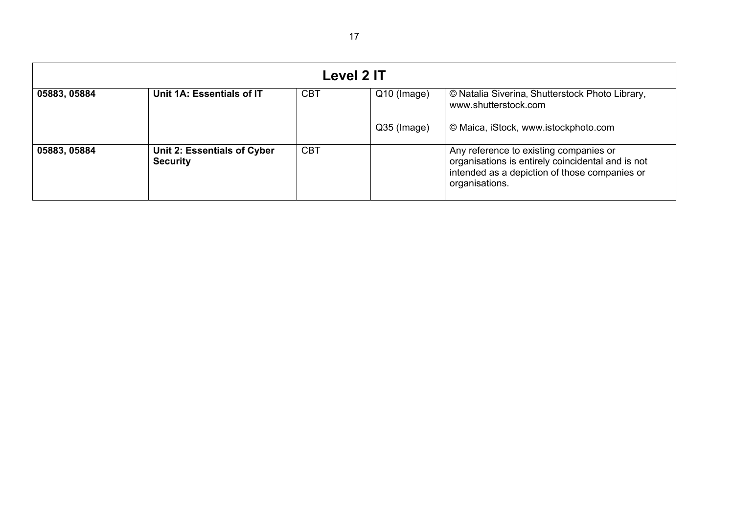| Level 2 IT | | | | |
|---|---|---|---|---|
| **05883, 05884** | **Unit 1A: Essentials of IT** | CBT | Q10 (Image)<br><br>Q35 (Image) | © Natalia Siverina, Shutterstock Photo Library, www.shutterstock.com<br><br>© Maica, iStock, www.istockphoto.com |
| **05883, 05884** | **Unit 2: Essentials of Cyber Security** | CBT | | Any reference to existing companies or organisations is entirely coincidental and is not intended as a depiction of those companies or organisations. |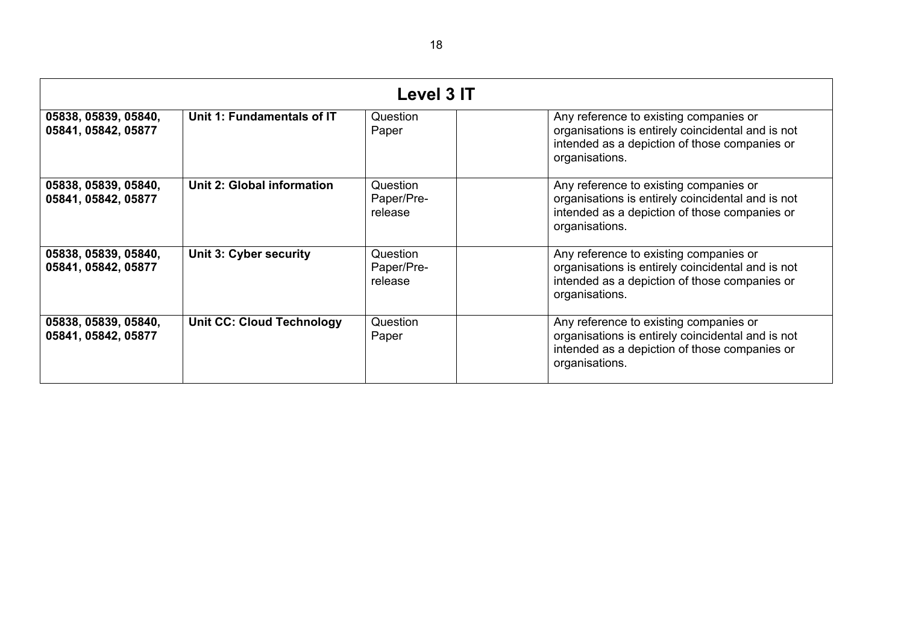| Level 3 IT | | | | |
|---|---|---|---|---|
| **05838, 05839, 05840, 05841, 05842, 05877** | **Unit 1: Fundamentals of IT** | Question Paper | | Any reference to existing companies or organisations is entirely coincidental and is not intended as a depiction of those companies or organisations. |
| **05838, 05839, 05840, 05841, 05842, 05877** | **Unit 2: Global information** | Question Paper/Pre-release | | Any reference to existing companies or organisations is entirely coincidental and is not intended as a depiction of those companies or organisations. |
| **05838, 05839, 05840, 05841, 05842, 05877** | **Unit 3: Cyber security** | Question Paper/Pre-release | | Any reference to existing companies or organisations is entirely coincidental and is not intended as a depiction of those companies or organisations. |
| **05838, 05839, 05840, 05841, 05842, 05877** | **Unit CC: Cloud Technology** | Question Paper | | Any reference to existing companies or organisations is entirely coincidental and is not intended as a depiction of those companies or organisations. |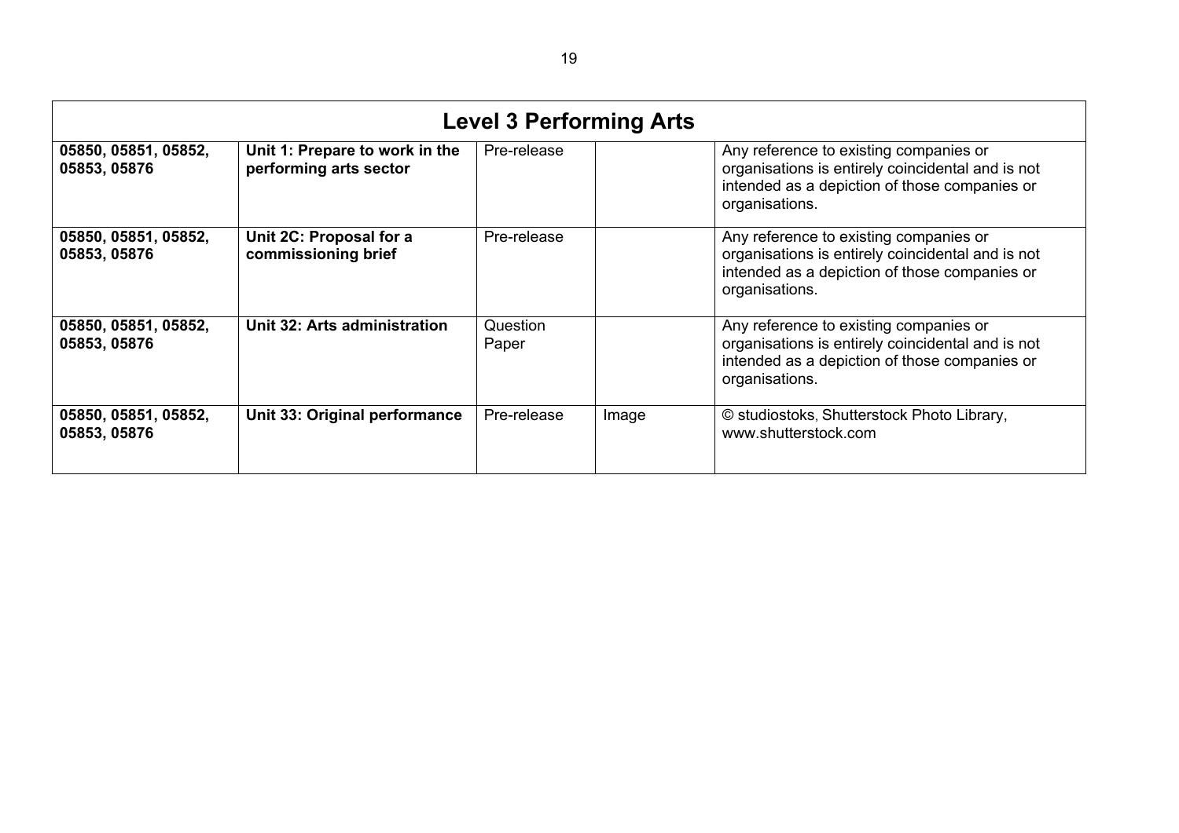| Level 3 Performing Arts | | | | |
|---|---|---|---|---|
| **05850, 05851, 05852, 05853, 05876** | **Unit 1: Prepare to work in the performing arts sector** | Pre-release | | Any reference to existing companies or organisations is entirely coincidental and is not intended as a depiction of those companies or organisations. |
| **05850, 05851, 05852, 05853, 05876** | **Unit 2C: Proposal for a commissioning brief** | Pre-release | | Any reference to existing companies or organisations is entirely coincidental and is not intended as a depiction of those companies or organisations. |
| **05850, 05851, 05852, 05853, 05876** | **Unit 32: Arts administration** | Question Paper | | Any reference to existing companies or organisations is entirely coincidental and is not intended as a depiction of those companies or organisations. |
| **05850, 05851, 05852, 05853, 05876** | **Unit 33: Original performance** | Pre-release | Image | © studiostoks, Shutterstock Photo Library, www.shutterstock.com |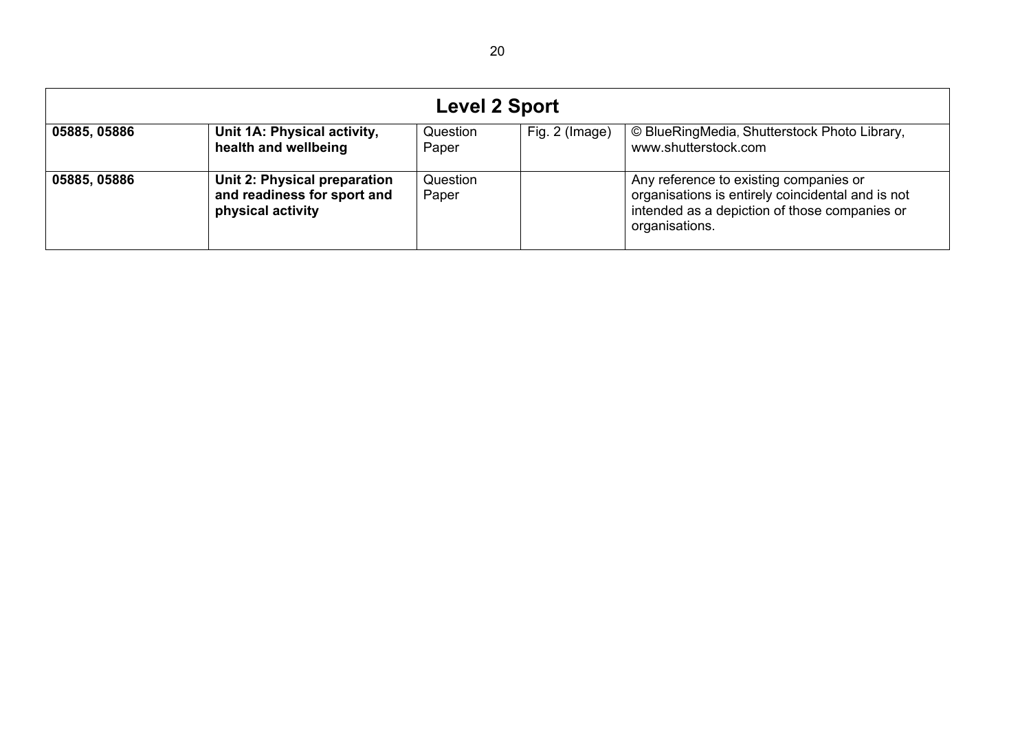| **Level 2 Sport** | | | | |
|---|---|---|---|---|
| **05885, 05886** | **Unit 1A: Physical activity, health and wellbeing** | Question Paper | Fig. 2 (Image) | © BlueRingMedia, Shutterstock Photo Library, www.shutterstock.com |
| **05885, 05886** | **Unit 2: Physical preparation and readiness for sport and physical activity** | Question Paper | | Any reference to existing companies or organisations is entirely coincidental and is not intended as a depiction of those companies or organisations. |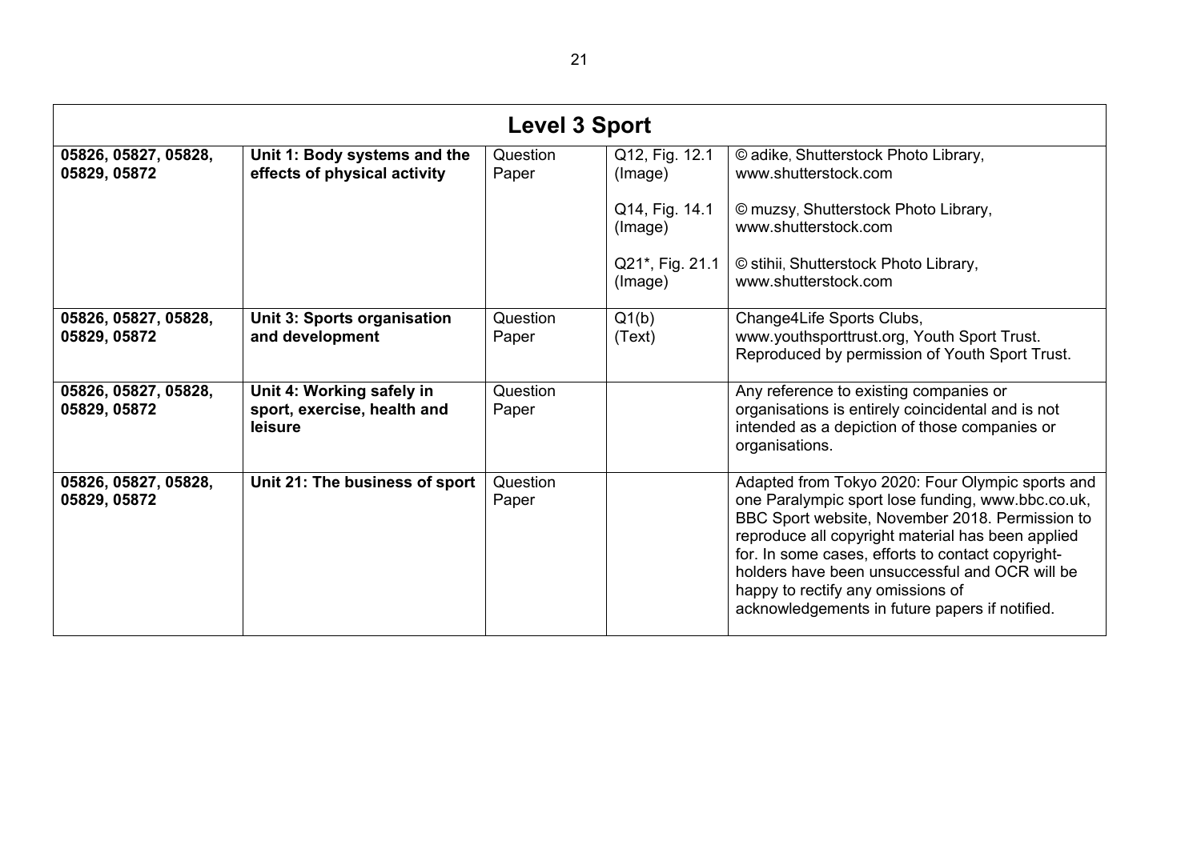| Level 3 Sport | | | | |
|---|---|---|---|---|
| **05826, 05827, 05828, 05829, 05872** | **Unit 1: Body systems and the effects of physical activity** | Question Paper | Q12, Fig. 12.1 (Image)<br><br>Q14, Fig. 14.1 (Image)<br><br>Q21*, Fig. 21.1 (Image) | © adike, Shutterstock Photo Library, www.shutterstock.com<br><br>© muzsy, Shutterstock Photo Library, www.shutterstock.com<br><br>© stihii, Shutterstock Photo Library, www.shutterstock.com |
| **05826, 05827, 05828, 05829, 05872** | **Unit 3: Sports organisation and development** | Question Paper | Q1(b) (Text) | Change4Life Sports Clubs, www.youthsporttrust.org, Youth Sport Trust. Reproduced by permission of Youth Sport Trust. |
| **05826, 05827, 05828, 05829, 05872** | **Unit 4: Working safely in sport, exercise, health and leisure** | Question Paper | | Any reference to existing companies or organisations is entirely coincidental and is not intended as a depiction of those companies or organisations. |
| **05826, 05827, 05828, 05829, 05872** | **Unit 21: The business of sport** | Question Paper | | Adapted from Tokyo 2020: Four Olympic sports and one Paralympic sport lose funding, www.bbc.co.uk, BBC Sport website, November 2018. Permission to reproduce all copyright material has been applied for. In some cases, efforts to contact copyright-holders have been unsuccessful and OCR will be happy to rectify any omissions of acknowledgements in future papers if notified. |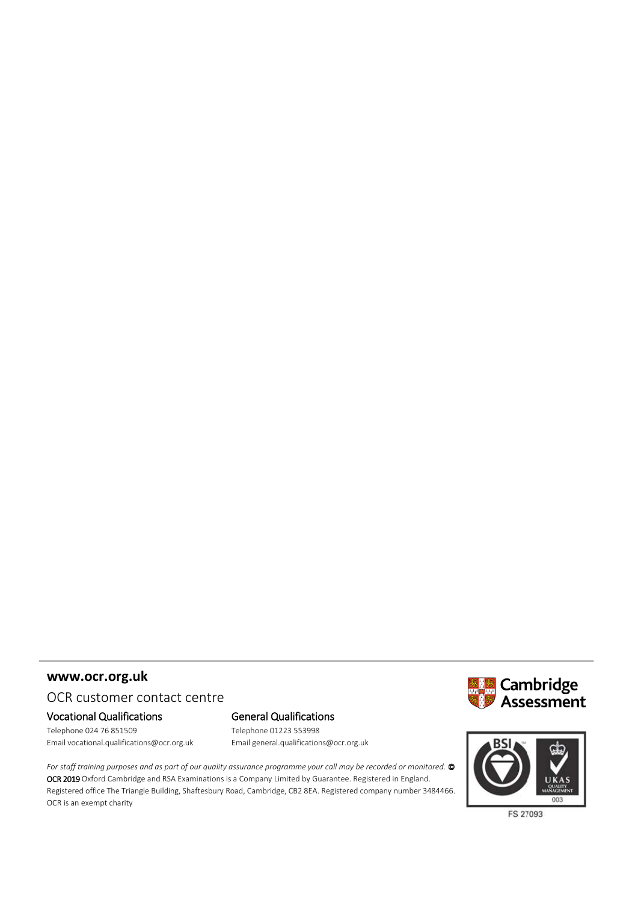**www.ocr.org.uk**

OCR customer contact centre

**Vocational Qualifications**

Telephone 024 76 851509

Email vocational.qualifications@ocr.org.uk

**General Qualifications**

Telephone 01223 553998

Email general.qualifications@ocr.org.uk

*For staff training purposes and as part of our quality assurance programme your call may be recorded or monitored.* **© OCR 2019** Oxford Cambridge and RSA Examinations is a Company Limited by Guarantee. Registered in England. Registered office The Triangle Building, Shaftesbury Road, Cambridge, CB2 8EA. Registered company number 3484466. OCR is an exempt charity

Cambridge Assessment

FS 27093